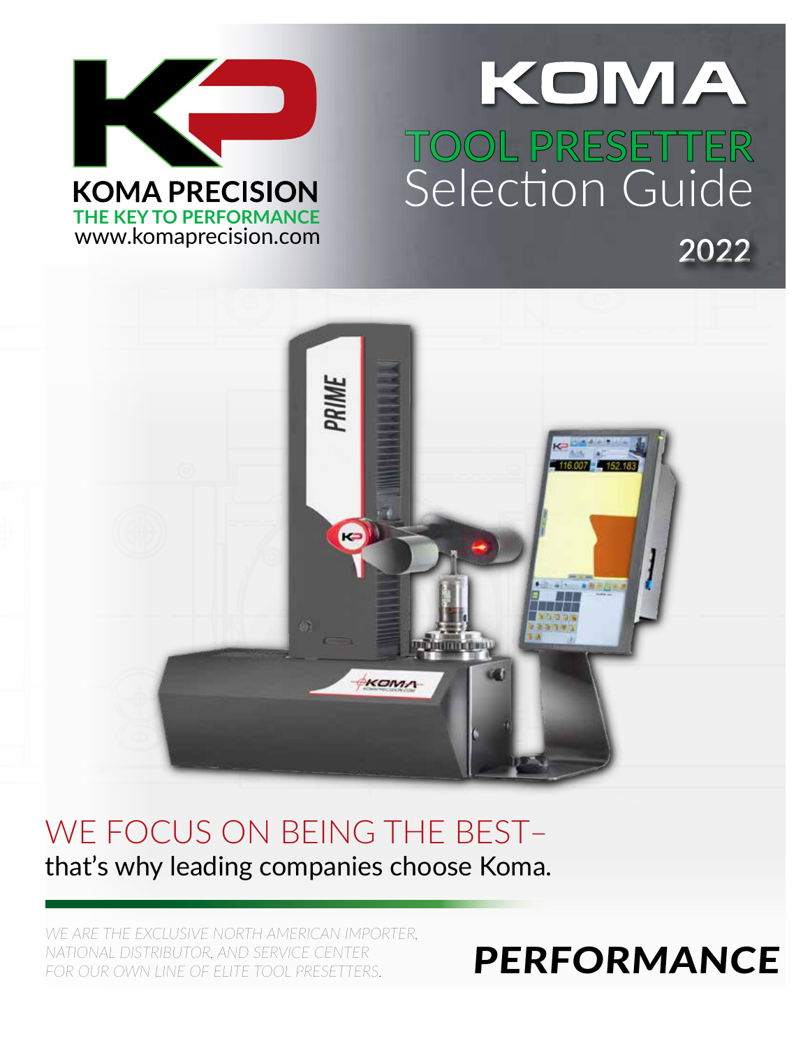KOMA PRECISION
THE KEY TO PERFORMANCE
www.komaprecision.com

# KOMA

## TOOL PRESETTER Selection Guide

2022

## WE FOCUS ON BEING THE BEST–

that's why leading companies choose Koma.

*WE ARE THE EXCLUSIVE NORTH AMERICAN IMPORTER, NATIONAL DISTRIBUTOR, AND SERVICE CENTER FOR OUR OWN LINE OF ELITE TOOL PRESETTERS.*

***PERFORMANCE***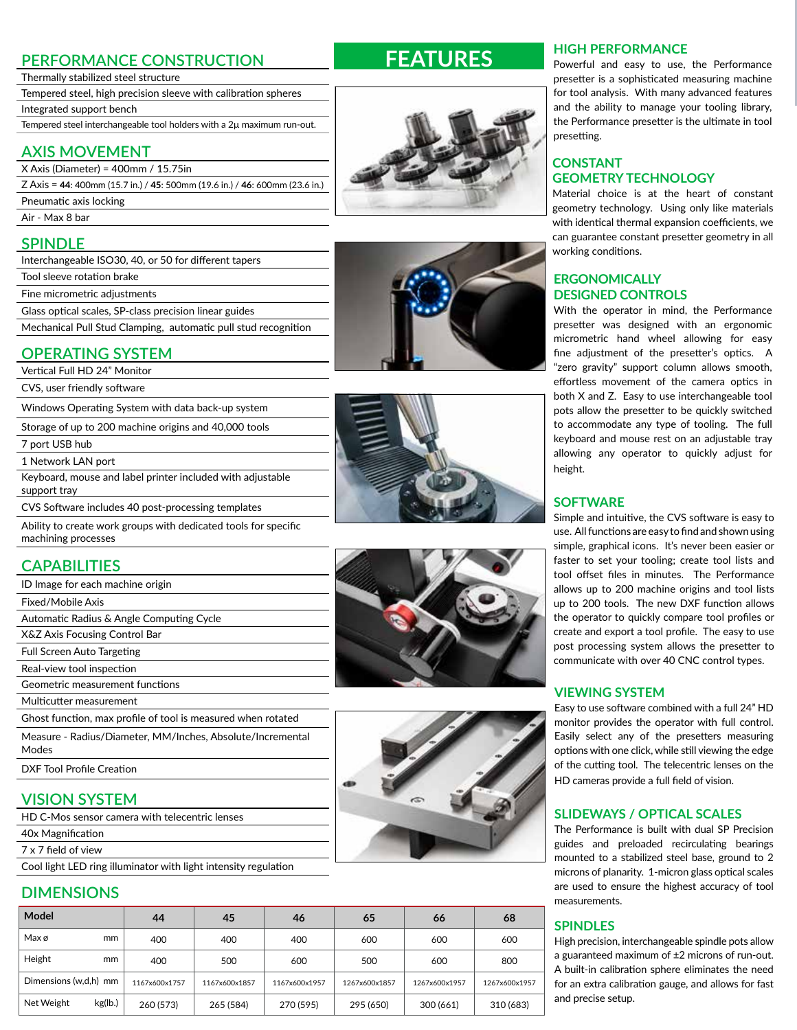## PERFORMANCE CONSTRUCTION

- Thermally stabilized steel structure
- Tempered steel, high precision sleeve with calibration spheres
- Integrated support bench
- Tempered steel interchangeable tool holders with a 2µ maximum run-out.

## AXIS MOVEMENT

- X Axis (Diameter) = 400mm / 15.75in
- Z Axis = **44**: 400mm (15.7 in.) / **45**: 500mm (19.6 in.) / **46**: 600mm (23.6 in.)
- Pneumatic axis locking
- Air - Max 8 bar

## SPINDLE

- Interchangeable ISO30, 40, or 50 for different tapers
- Tool sleeve rotation brake
- Fine micrometric adjustments
- Glass optical scales, SP-class precision linear guides
- Mechanical Pull Stud Clamping, automatic pull stud recognition

## OPERATING SYSTEM

- Vertical Full HD 24" Monitor
- CVS, user friendly software
- Windows Operating System with data back-up system
- Storage of up to 200 machine origins and 40,000 tools
- 7 port USB hub
- 1 Network LAN port
- Keyboard, mouse and label printer included with adjustable support tray
- CVS Software includes 40 post-processing templates
- Ability to create work groups with dedicated tools for specific machining processes

## CAPABILITIES

- ID Image for each machine origin
- Fixed/Mobile Axis
- Automatic Radius & Angle Computing Cycle
- X&Z Axis Focusing Control Bar
- Full Screen Auto Targeting
- Real-view tool inspection
- Geometric measurement functions
- Multicutter measurement
- Ghost function, max profile of tool is measured when rotated
- Measure - Radius/Diameter, MM/Inches, Absolute/Incremental Modes
- DXF Tool Profile Creation

## VISION SYSTEM

- HD C-Mos sensor camera with telecentric lenses
- 40x Magnification
- 7 x 7 field of view
- Cool light LED ring illuminator with light intensity regulation

## DIMENSIONS

| Model | | 44 | 45 | 46 | 65 | 66 | 68 |
|---|---|---|---|---|---|---|---|
| Max ø | mm | 400 | 400 | 400 | 600 | 600 | 600 |
| Height | mm | 400 | 500 | 600 | 500 | 600 | 800 |
| Dimensions (w,d,h) | mm | 1167x600x1757 | 1167x600x1857 | 1167x600x1957 | 1267x600x1857 | 1267x600x1957 | 1267x600x1957 |
| Net Weight | kg(lb.) | 260 (573) | 265 (584) | 270 (595) | 295 (650) | 300 (661) | 310 (683) |

# FEATURES

## HIGH PERFORMANCE

Powerful and easy to use, the Performance presetter is a sophisticated measuring machine for tool analysis. With many advanced features and the ability to manage your tooling library, the Performance presetter is the ultimate in tool presetting.

## CONSTANT GEOMETRY TECHNOLOGY

Material choice is at the heart of constant geometry technology. Using only like materials with identical thermal expansion coefficients, we can guarantee constant presetter geometry in all working conditions.

## ERGONOMICALLY DESIGNED CONTROLS

With the operator in mind, the Performance presetter was designed with an ergonomic micrometric hand wheel allowing for easy fine adjustment of the presetter's optics. A "zero gravity" support column allows smooth, effortless movement of the camera optics in both X and Z. Easy to use interchangeable tool pots allow the presetter to be quickly switched to accommodate any type of tooling. The full keyboard and mouse rest on an adjustable tray allowing any operator to quickly adjust for height.

## SOFTWARE

Simple and intuitive, the CVS software is easy to use. All functions are easy to find and shown using simple, graphical icons. It's never been easier or faster to set your tooling; create tool lists and tool offset files in minutes. The Performance allows up to 200 machine origins and tool lists up to 200 tools. The new DXF function allows the operator to quickly compare tool profiles or create and export a tool profile. The easy to use post processing system allows the presetter to communicate with over 40 CNC control types.

## VIEWING SYSTEM

Easy to use software combined with a full 24" HD monitor provides the operator with full control. Easily select any of the presetters measuring options with one click, while still viewing the edge of the cutting tool. The telecentric lenses on the HD cameras provide a full field of vision.

## SLIDEWAYS / OPTICAL SCALES

The Performance is built with dual SP Precision guides and preloaded recirculating bearings mounted to a stabilized steel base, ground to 2 microns of planarity. 1-micron glass optical scales are used to ensure the highest accuracy of tool measurements.

## SPINDLES

High precision, interchangeable spindle pots allow a guaranteed maximum of ±2 microns of run-out. A built-in calibration sphere eliminates the need for an extra calibration gauge, and allows for fast and precise setup.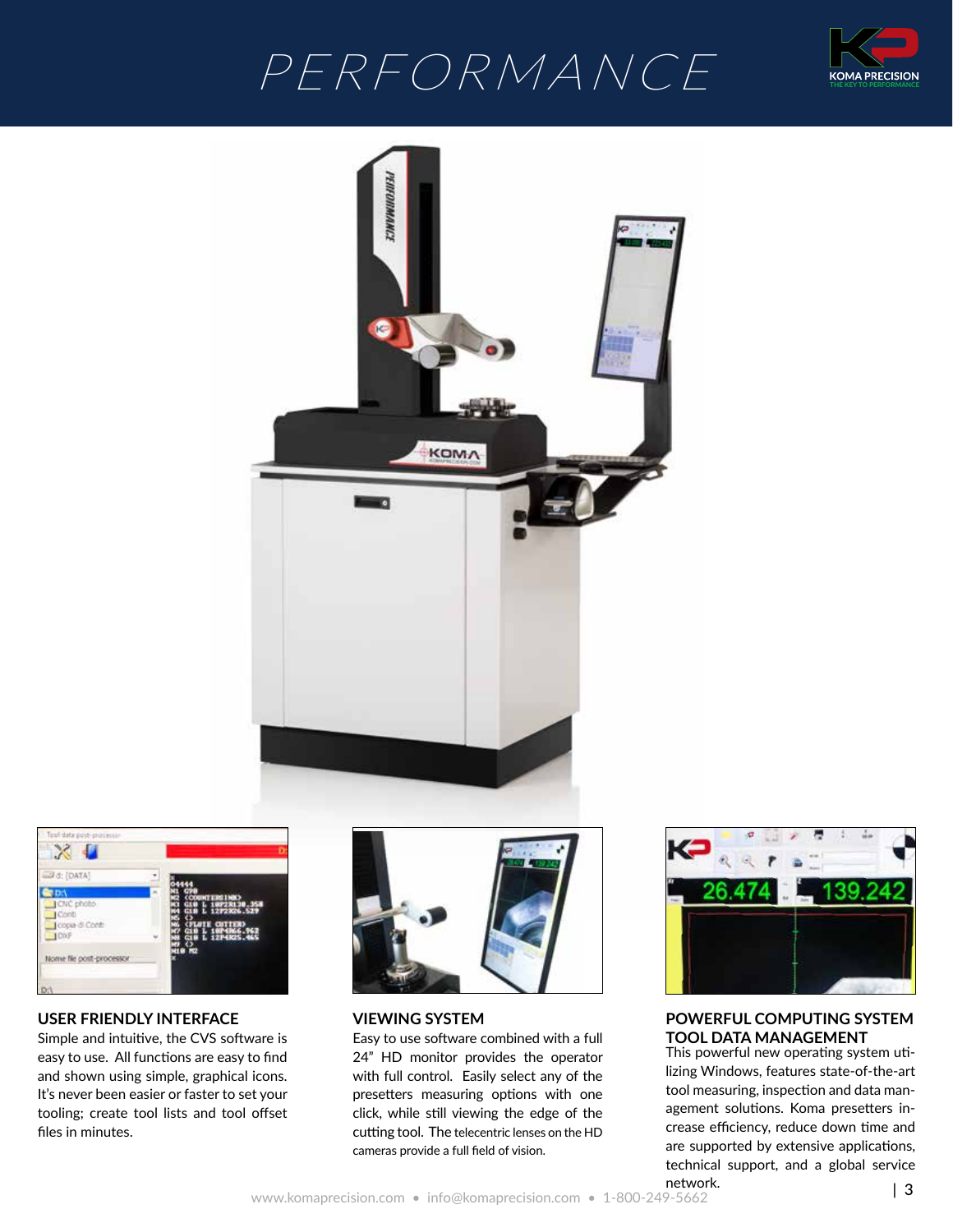# PERFORMANCE

### USER FRIENDLY INTERFACE

Simple and intuitive, the CVS software is easy to use. All functions are easy to find and shown using simple, graphical icons. It's never been easier or faster to set your tooling; create tool lists and tool offset files in minutes.

### VIEWING SYSTEM

Easy to use software combined with a full 24" HD monitor provides the operator with full control. Easily select any of the presetters measuring options with one click, while still viewing the edge of the cutting tool. The telecentric lenses on the HD cameras provide a full field of vision.

### POWERFUL COMPUTING SYSTEM TOOL DATA MANAGEMENT

This powerful new operating system utilizing Windows, features state-of-the-art tool measuring, inspection and data management solutions. Koma presetters increase efficiency, reduce down time and are supported by extensive applications, technical support, and a global service network.

www.komaprecision.com • info@komaprecision.com • 1-800-249-5662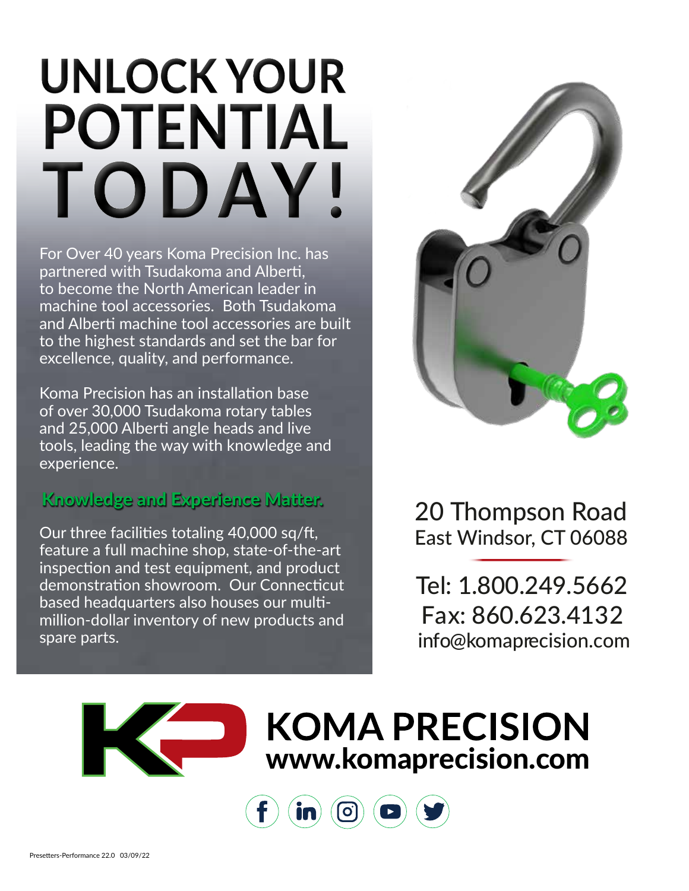# UNLOCK YOUR POTENTIAL TODAY!

For Over 40 years Koma Precision Inc. has partnered with Tsudakoma and Alberti, to become the North American leader in machine tool accessories. Both Tsudakoma and Alberti machine tool accessories are built to the highest standards and set the bar for excellence, quality, and performance.

Koma Precision has an installation base of over 30,000 Tsudakoma rotary tables and 25,000 Alberti angle heads and live tools, leading the way with knowledge and experience.

**Knowledge and Experience Matter.**

Our three facilities totaling 40,000 sq/ft, feature a full machine shop, state-of-the-art inspection and test equipment, and product demonstration showroom. Our Connecticut based headquarters also houses our multi-million-dollar inventory of new products and spare parts.

20 Thompson Road
East Windsor, CT 06088

Tel: 1.800.249.5662
Fax: 860.623.4132
info@komaprecision.com

**KOMA PRECISION**
**www.komaprecision.com**

Presetters-Performance 22.0 03/09/22